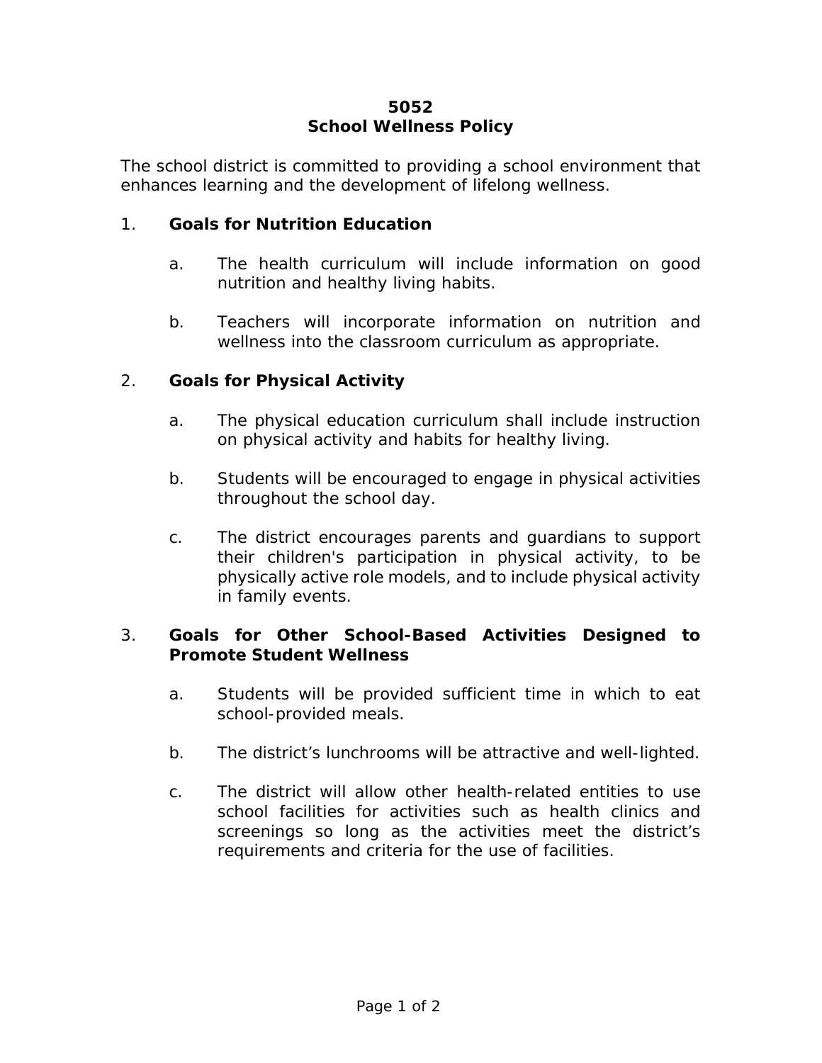# 5052
# School Wellness Policy

The school district is committed to providing a school environment that enhances learning and the development of lifelong wellness.

1. **Goals for Nutrition Education**

    a. The health curriculum will include information on good nutrition and healthy living habits.

    b. Teachers will incorporate information on nutrition and wellness into the classroom curriculum as appropriate.

2. **Goals for Physical Activity**

    a. The physical education curriculum shall include instruction on physical activity and habits for healthy living.

    b. Students will be encouraged to engage in physical activities throughout the school day.

    c. The district encourages parents and guardians to support their children's participation in physical activity, to be physically active role models, and to include physical activity in family events.

3. **Goals for Other School-Based Activities Designed to Promote Student Wellness**

    a. Students will be provided sufficient time in which to eat school-provided meals.

    b. The district’s lunchrooms will be attractive and well-lighted.

    c. The district will allow other health-related entities to use school facilities for activities such as health clinics and screenings so long as the activities meet the district’s requirements and criteria for the use of facilities.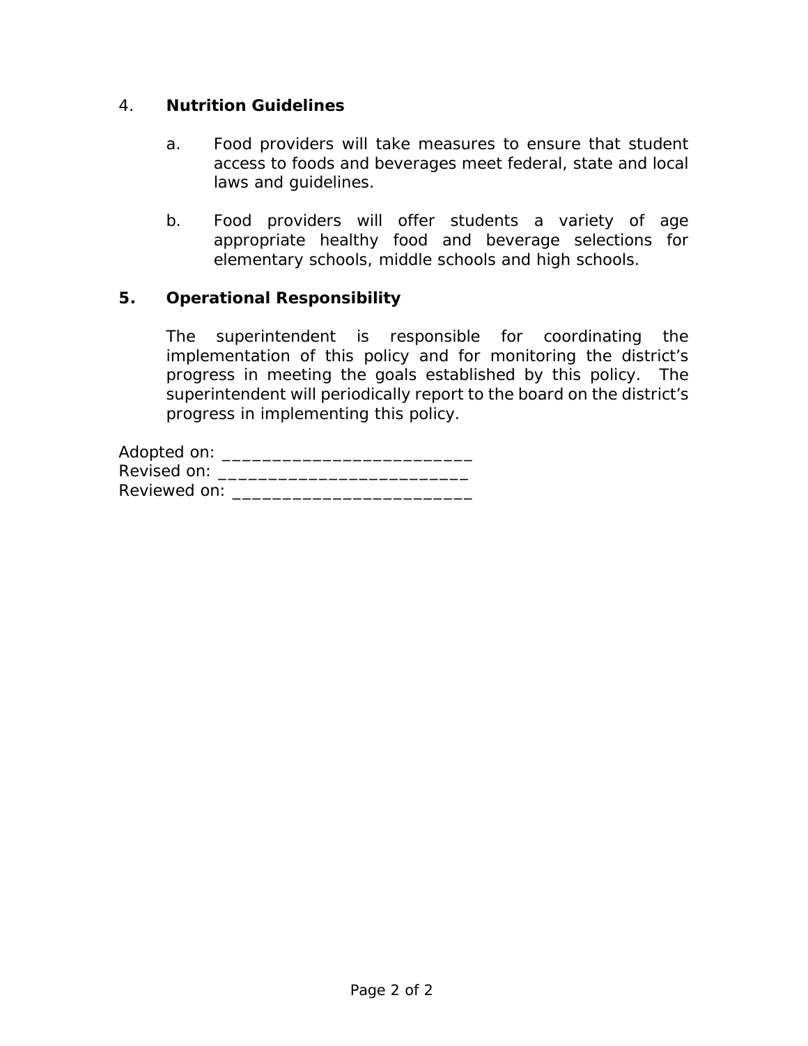4. **Nutrition Guidelines**

   a. Food providers will take measures to ensure that student access to foods and beverages meet federal, state and local laws and guidelines.

   b. Food providers will offer students a variety of age appropriate healthy food and beverage selections for elementary schools, middle schools and high schools.

**5. Operational Responsibility**

The superintendent is responsible for coordinating the implementation of this policy and for monitoring the district's progress in meeting the goals established by this policy. The superintendent will periodically report to the board on the district's progress in implementing this policy.

Adopted on: _________________________
Revised on: _________________________
Reviewed on: ________________________